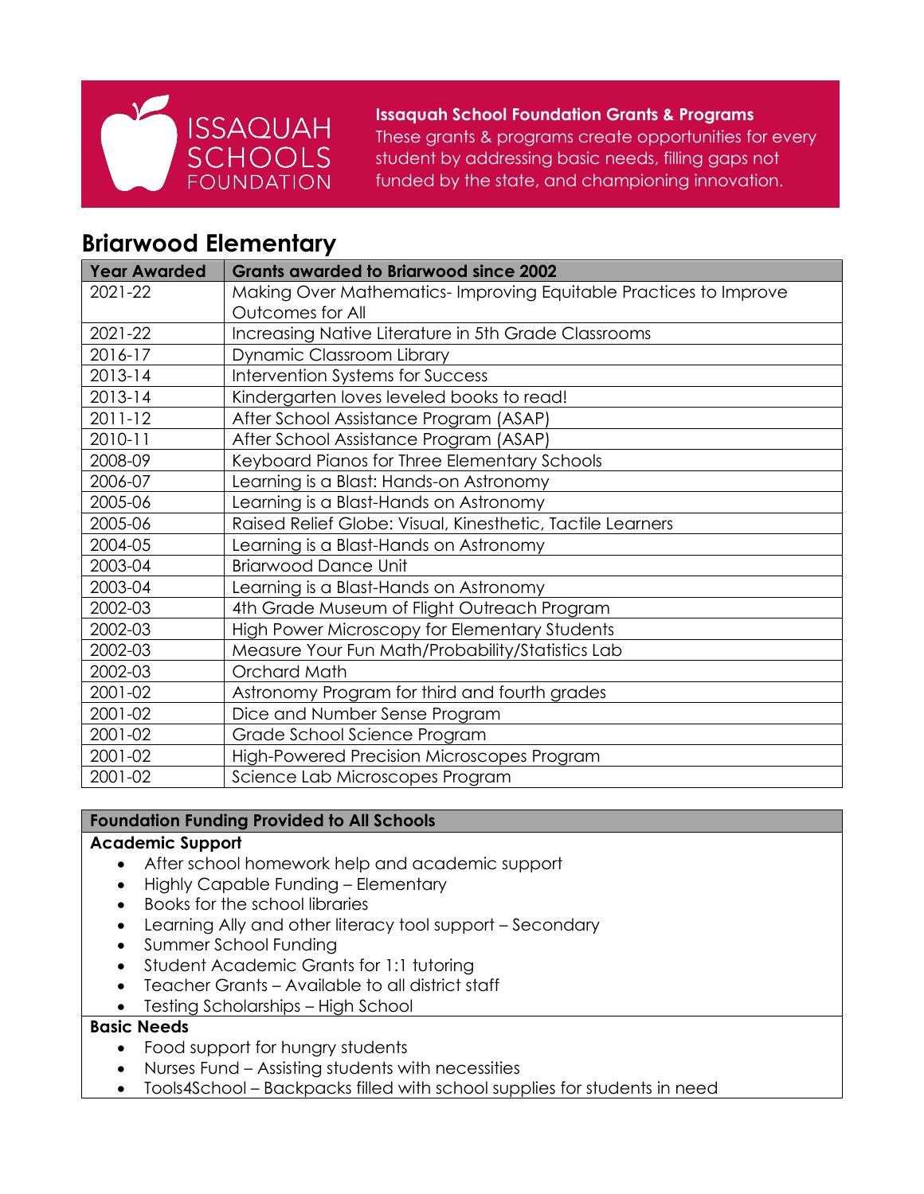**ISSAQUAH SCHOOLS FOUNDATION**

**Issaquah School Foundation Grants & Programs**
These grants & programs create opportunities for every student by addressing basic needs, filling gaps not funded by the state, and championing innovation.

## Briarwood Elementary

| Year Awarded | Grants awarded to Briarwood since 2002 |
|---|---|
| 2021-22 | Making Over Mathematics- Improving Equitable Practices to Improve Outcomes for All |
| 2021-22 | Increasing Native Literature in 5th Grade Classrooms |
| 2016-17 | Dynamic Classroom Library |
| 2013-14 | Intervention Systems for Success |
| 2013-14 | Kindergarten loves leveled books to read! |
| 2011-12 | After School Assistance Program (ASAP) |
| 2010-11 | After School Assistance Program (ASAP) |
| 2008-09 | Keyboard Pianos for Three Elementary Schools |
| 2006-07 | Learning is a Blast: Hands-on Astronomy |
| 2005-06 | Learning is a Blast-Hands on Astronomy |
| 2005-06 | Raised Relief Globe: Visual, Kinesthetic, Tactile Learners |
| 2004-05 | Learning is a Blast-Hands on Astronomy |
| 2003-04 | Briarwood Dance Unit |
| 2003-04 | Learning is a Blast-Hands on Astronomy |
| 2002-03 | 4th Grade Museum of Flight Outreach Program |
| 2002-03 | High Power Microscopy for Elementary Students |
| 2002-03 | Measure Your Fun Math/Probability/Statistics Lab |
| 2002-03 | Orchard Math |
| 2001-02 | Astronomy Program for third and fourth grades |
| 2001-02 | Dice and Number Sense Program |
| 2001-02 | Grade School Science Program |
| 2001-02 | High-Powered Precision Microscopes Program |
| 2001-02 | Science Lab Microscopes Program |

### Foundation Funding Provided to All Schools

**Academic Support**

- After school homework help and academic support
- Highly Capable Funding – Elementary
- Books for the school libraries
- Learning Ally and other literacy tool support – Secondary
- Summer School Funding
- Student Academic Grants for 1:1 tutoring
- Teacher Grants – Available to all district staff
- Testing Scholarships – High School

**Basic Needs**

- Food support for hungry students
- Nurses Fund – Assisting students with necessities
- Tools4School – Backpacks filled with school supplies for students in need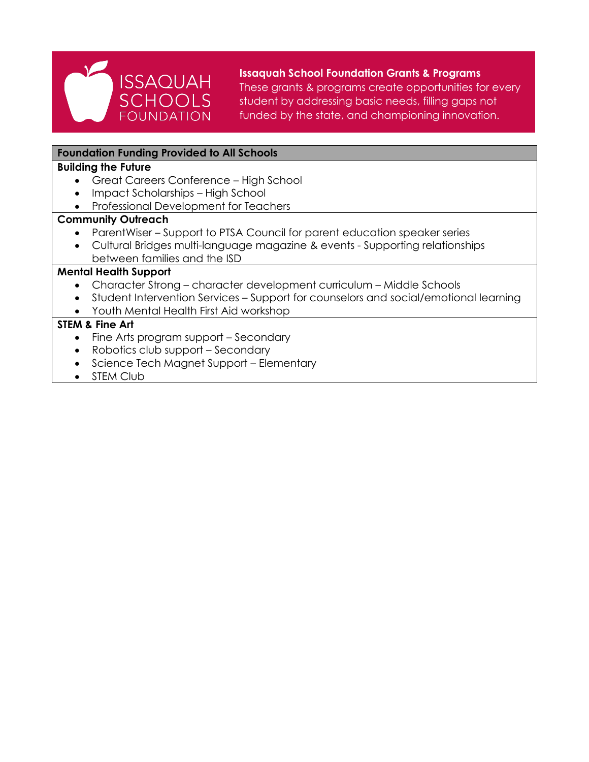ISSAQUAH SCHOOLS FOUNDATION

**Issaquah School Foundation Grants & Programs**
These grants & programs create opportunities for every student by addressing basic needs, filling gaps not funded by the state, and championing innovation.

## Foundation Funding Provided to All Schools

**Building the Future**

- Great Careers Conference – High School
- Impact Scholarships – High School
- Professional Development for Teachers

**Community Outreach**

- ParentWiser – Support to PTSA Council for parent education speaker series
- Cultural Bridges multi-language magazine & events - Supporting relationships between families and the ISD

**Mental Health Support**

- Character Strong – character development curriculum – Middle Schools
- Student Intervention Services – Support for counselors and social/emotional learning
- Youth Mental Health First Aid workshop

**STEM & Fine Art**

- Fine Arts program support – Secondary
- Robotics club support – Secondary
- Science Tech Magnet Support – Elementary
- STEM Club